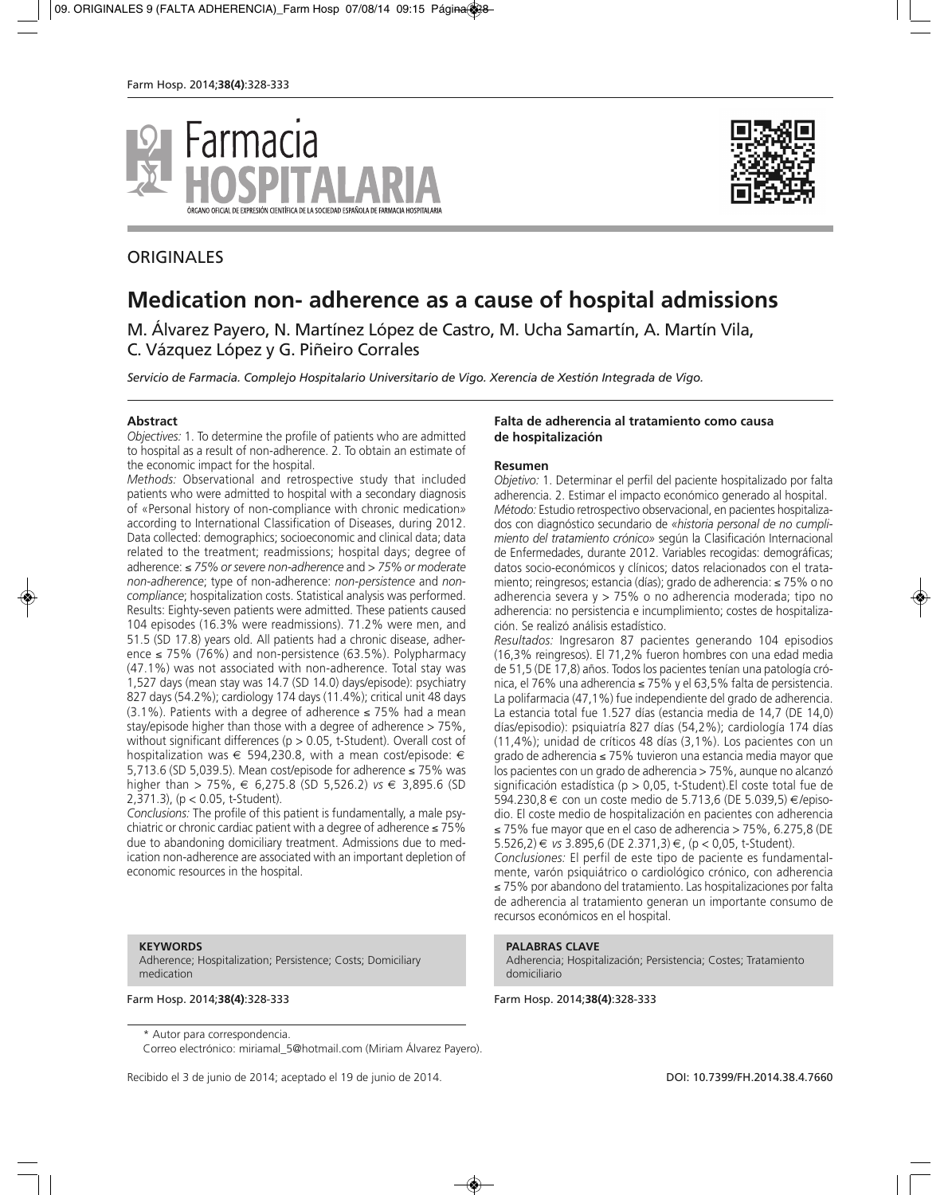ORIGINALES

# Medication non- adherence as a cause of hospital admissions

M. Álvarez Payero, N. Martínez López de Castro, M. Ucha Samartín, A. Martín Vila, C. Vázquez López y G. Piñeiro Corrales

*Servicio de Farmacia. Complejo Hospitalario Universitario de Vigo. Xerencia de Xestión Integrada de Vigo.*

## Abstract

*Objectives:* 1. To determine the profile of patients who are admitted to hospital as a result of non-adherence. 2. To obtain an estimate of the economic impact for the hospital.

*Methods:* Observational and retrospective study that included patients who were admitted to hospital with a secondary diagnosis of «Personal history of non-compliance with chronic medication» according to International Classification of Diseases, during 2012. Data collected: demographics; socioeconomic and clinical data; data related to the treatment; readmissions; hospital days; degree of adherence: *≤ 75% or severe non-adherence* and *> 75% or moderate non-adherence*; type of non-adherence: *non-persistence* and *non-compliance*; hospitalization costs. Statistical analysis was performed.

Results: Eighty-seven patients were admitted. These patients caused 104 episodes (16.3% were readmissions). 71.2% were men, and 51.5 (SD 17.8) years old. All patients had a chronic disease, adherence ≤ 75% (76%) and non-persistence (63.5%). Polypharmacy (47.1%) was not associated with non-adherence. Total stay was 1,527 days (mean stay was 14.7 (SD 14.0) days/episode): psychiatry 827 days (54.2%); cardiology 174 days (11.4%); critical unit 48 days (3.1%). Patients with a degree of adherence ≤ 75% had a mean stay/episode higher than those with a degree of adherence > 75%, without significant differences ($p > 0.05$, t-Student). Overall cost of hospitalization was € 594,230.8, with a mean cost/episode: € 5,713.6 (SD 5,039.5). Mean cost/episode for adherence ≤ 75% was higher than > 75%, € 6,275.8 (SD 5,526.2) *vs* € 3,895.6 (SD 2,371.3), ($p < 0.05$, t-Student).

*Conclusions:* The profile of this patient is fundamentally, a male psychiatric or chronic cardiac patient with a degree of adherence ≤ 75% due to abandoning domiciliary treatment. Admissions due to medication non-adherence are associated with an important depletion of economic resources in the hospital.

**KEYWORDS**

Adherence; Hospitalization; Persistence; Costs; Domiciliary medication

## Falta de adherencia al tratamiento como causa de hospitalización

### Resumen

*Objetivo:* 1. Determinar el perfil del paciente hospitalizado por falta adherencia. 2. Estimar el impacto económico generado al hospital.

*Método:* Estudio retrospectivo observacional, en pacientes hospitalizados con diagnóstico secundario de *«historia personal de no cumplimiento del tratamiento crónico»* según la Clasificación Internacional de Enfermedades, durante 2012. Variables recogidas: demográficas; datos socio-económicos y clínicos; datos relacionados con el tratamiento; reingresos; estancia (días); grado de adherencia: ≤ 75% o no adherencia severa y > 75% o no adherencia moderada; tipo no adherencia: no persistencia e incumplimiento; costes de hospitalización. Se realizó análisis estadístico.

*Resultados:* Ingresaron 87 pacientes generando 104 episodios (16,3% reingresos). El 71,2% fueron hombres con una edad media de 51,5 (DE 17,8) años. Todos los pacientes tenían una patología crónica, el 76% una adherencia ≤ 75% y el 63,5% falta de persistencia. La polifarmacia (47,1%) fue independiente del grado de adherencia. La estancia total fue 1.527 días (estancia media de 14,7 (DE 14,0) días/episodio): psiquiatría 827 días (54,2%); cardiología 174 días (11,4%); unidad de críticos 48 días (3,1%). Los pacientes con un grado de adherencia ≤ 75% tuvieron una estancia media mayor que los pacientes con un grado de adherencia > 75%, aunque no alcanzó significación estadística ($p > 0,05$, t-Student).El coste total fue de 594.230,8 € con un coste medio de 5.713,6 (DE 5.039,5) €/episodio. El coste medio de hospitalización en pacientes con adherencia ≤ 75% fue mayor que en el caso de adherencia > 75%, 6.275,8 (DE 5.526,2) € *vs* 3.895,6 (DE 2.371,3) €, ($p < 0,05$, t-Student).

*Conclusiones:* El perfil de este tipo de paciente es fundamentalmente, varón psiquiátrico o cardiológico crónico, con adherencia ≤ 75% por abandono del tratamiento. Las hospitalizaciones por falta de adherencia al tratamiento generan un importante consumo de recursos económicos en el hospital.

**PALABRAS CLAVE**

Adherencia; Hospitalización; Persistencia; Costes; Tratamiento domiciliario

\* Autor para correspondencia.

Correo electrónico: miriamal_5@hotmail.com (Miriam Álvarez Payero).

Recibido el 3 de junio de 2014; aceptado el 19 de junio de 2014.

DOI: 10.7399/FH.2014.38.4.7660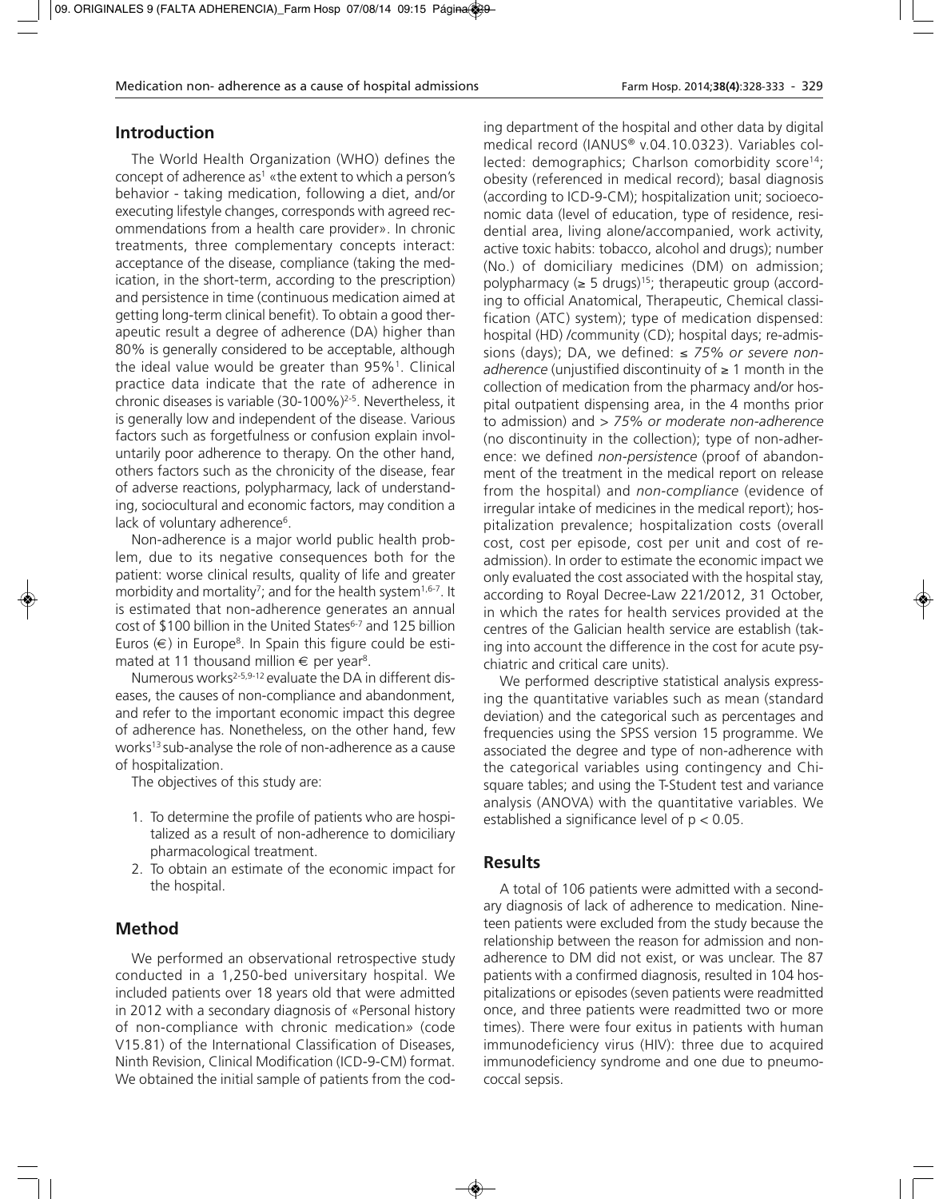## Introduction

The World Health Organization (WHO) defines the concept of adherence as[1] «the extent to which a person's behavior - taking medication, following a diet, and/or executing lifestyle changes, corresponds with agreed recommendations from a health care provider». In chronic treatments, three complementary concepts interact: acceptance of the disease, compliance (taking the medication, in the short-term, according to the prescription) and persistence in time (continuous medication aimed at getting long-term clinical benefit). To obtain a good therapeutic result a degree of adherence (DA) higher than 80% is generally considered to be acceptable, although the ideal value would be greater than 95%[1]. Clinical practice data indicate that the rate of adherence in chronic diseases is variable (30-100%)[2-5]. Nevertheless, it is generally low and independent of the disease. Various factors such as forgetfulness or confusion explain involuntarily poor adherence to therapy. On the other hand, others factors such as the chronicity of the disease, fear of adverse reactions, polypharmacy, lack of understanding, sociocultural and economic factors, may condition a lack of voluntary adherence[6].

Non-adherence is a major world public health problem, due to its negative consequences both for the patient: worse clinical results, quality of life and greater morbidity and mortality[7]; and for the health system[1,6-7]. It is estimated that non-adherence generates an annual cost of $100 billion in the United States[6-7] and 125 billion Euros (€) in Europe[8]. In Spain this figure could be estimated at 11 thousand million € per year[8].

Numerous works[2-5,9-12] evaluate the DA in different diseases, the causes of non-compliance and abandonment, and refer to the important economic impact this degree of adherence has. Nonetheless, on the other hand, few works[13] sub-analyse the role of non-adherence as a cause of hospitalization.

The objectives of this study are:

1. To determine the profile of patients who are hospitalized as a result of non-adherence to domiciliary pharmacological treatment.
2. To obtain an estimate of the economic impact for the hospital.

## Method

We performed an observational retrospective study conducted in a 1,250-bed university hospital. We included patients over 18 years old that were admitted in 2012 with a secondary diagnosis of «Personal history of non-compliance with chronic medication» (code V15.81) of the International Classification of Diseases, Ninth Revision, Clinical Modification (ICD-9-CM) format. We obtained the initial sample of patients from the coding department of the hospital and other data by digital medical record (IANUS® v.04.10.0323). Variables collected: demographics; Charlson comorbidity score[14]; obesity (referenced in medical record); basal diagnosis (according to ICD-9-CM); hospitalization unit; socioeconomic data (level of education, type of residence, residential area, living alone/accompanied, work activity, active toxic habits: tobacco, alcohol and drugs); number (No.) of domiciliary medicines (DM) on admission; polypharmacy (≥ 5 drugs)[15]; therapeutic group (according to official Anatomical, Therapeutic, Chemical classification (ATC) system); type of medication dispensed: hospital (HD) /community (CD); hospital days; re-admissions (days); DA, we defined: *≤ 75% or severe non-adherence* (unjustified discontinuity of ≥ 1 month in the collection of medication from the pharmacy and/or hospital outpatient dispensing area, in the 4 months prior to admission) and *> 75% or moderate non-adherence* (no discontinuity in the collection); type of non-adherence: we defined *non-persistence* (proof of abandonment of the treatment in the medical report on release from the hospital) and *non-compliance* (evidence of irregular intake of medicines in the medical report); hospitalization prevalence; hospitalization costs (overall cost, cost per episode, cost per unit and cost of re-admission). In order to estimate the economic impact we only evaluated the cost associated with the hospital stay, according to Royal Decree-Law 221/2012, 31 October, in which the rates for health services provided at the centres of the Galician health service are establish (taking into account the difference in the cost for acute psychiatric and critical care units).

We performed descriptive statistical analysis expressing the quantitative variables such as mean (standard deviation) and the categorical such as percentages and frequencies using the SPSS version 15 programme. We associated the degree and type of non-adherence with the categorical variables using contingency and Chi-square tables; and using the T-Student test and variance analysis (ANOVA) with the quantitative variables. We established a significance level of $p < 0.05$.

## Results

A total of 106 patients were admitted with a secondary diagnosis of lack of adherence to medication. Nineteen patients were excluded from the study because the relationship between the reason for admission and non-adherence to DM did not exist, or was unclear. The 87 patients with a confirmed diagnosis, resulted in 104 hospitalizations or episodes (seven patients were readmitted once, and three patients were readmitted two or more times). There were four exitus in patients with human immunodeficiency virus (HIV): three due to acquired immunodeficiency syndrome and one due to pneumococcal sepsis.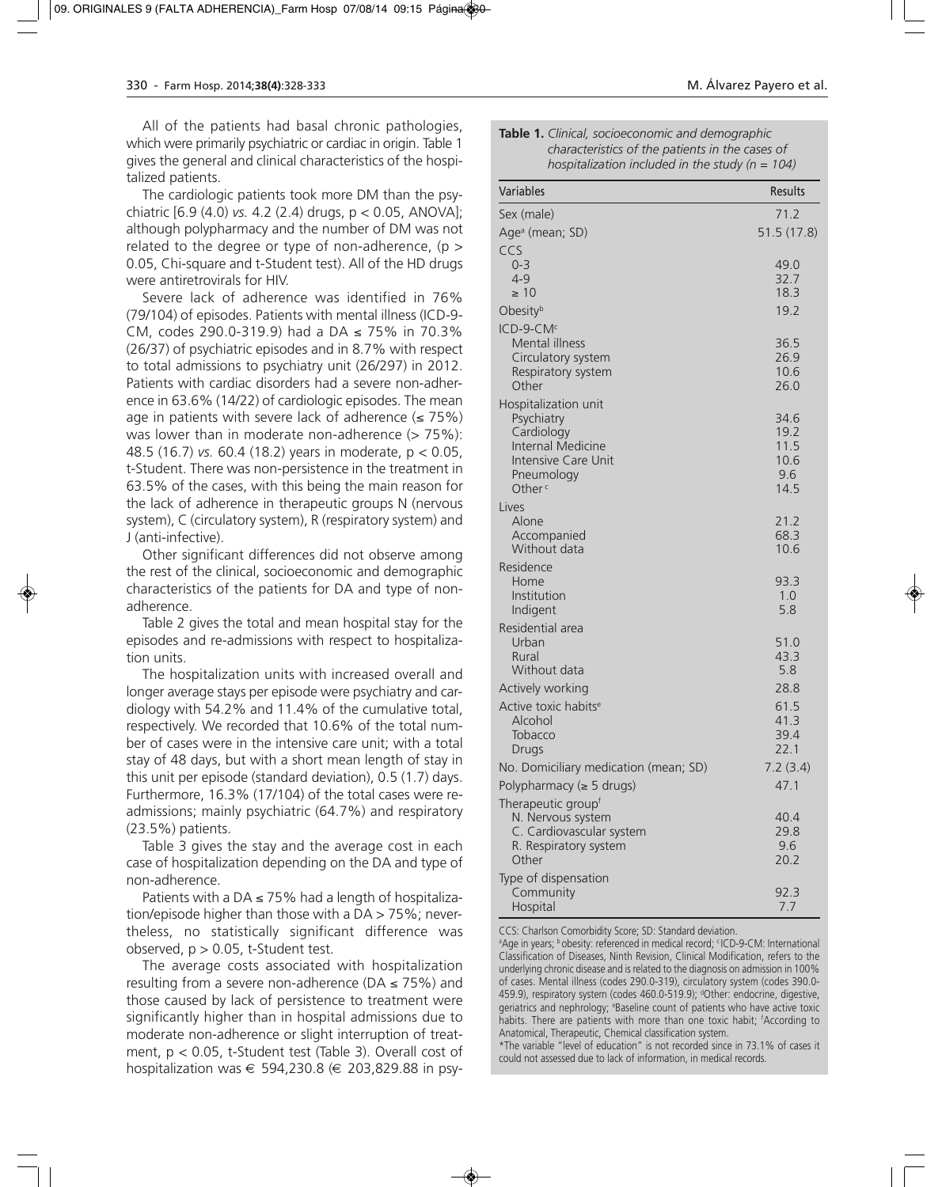All of the patients had basal chronic pathologies, which were primarily psychiatric or cardiac in origin. Table 1 gives the general and clinical characteristics of the hospitalized patients.

The cardiologic patients took more DM than the psychiatric [6.9 (4.0) *vs.* 4.2 (2.4) drugs, $p < 0.05$, ANOVA]; although polypharmacy and the number of DM was not related to the degree or type of non-adherence, ($p > 0.05$, Chi-square and t-Student test). All of the HD drugs were antiretrovirals for HIV.

Severe lack of adherence was identified in 76% (79/104) of episodes. Patients with mental illness (ICD-9-CM, codes 290.0-319.9) had a DA ≤ 75% in 70.3% (26/37) of psychiatric episodes and in 8.7% with respect to total admissions to psychiatry unit (26/297) in 2012. Patients with cardiac disorders had a severe non-adherence in 63.6% (14/22) of cardiologic episodes. The mean age in patients with severe lack of adherence (≤ 75%) was lower than in moderate non-adherence (> 75%): 48.5 (16.7) *vs.* 60.4 (18.2) years in moderate, $p < 0.05$, t-Student. There was non-persistence in the treatment in 63.5% of the cases, with this being the main reason for the lack of adherence in therapeutic groups N (nervous system), C (circulatory system), R (respiratory system) and J (anti-infective).

Other significant differences did not observe among the rest of the clinical, socioeconomic and demographic characteristics of the patients for DA and type of non-adherence.

Table 2 gives the total and mean hospital stay for the episodes and re-admissions with respect to hospitalization units.

The hospitalization units with increased overall and longer average stays per episode were psychiatry and cardiology with 54.2% and 11.4% of the cumulative total, respectively. We recorded that 10.6% of the total number of cases were in the intensive care unit; with a total stay of 48 days, but with a short mean length of stay in this unit per episode (standard deviation), 0.5 (1.7) days. Furthermore, 16.3% (17/104) of the total cases were re-admissions; mainly psychiatric (64.7%) and respiratory (23.5%) patients.

Table 3 gives the stay and the average cost in each case of hospitalization depending on the DA and type of non-adherence.

Patients with a DA ≤ 75% had a length of hospitalization/episode higher than those with a DA > 75%; nevertheless, no statistically significant difference was observed, $p > 0.05$, t-Student test.

The average costs associated with hospitalization resulting from a severe non-adherence (DA ≤ 75%) and those caused by lack of persistence to treatment were significantly higher than in hospital admissions due to moderate non-adherence or slight interruption of treatment, $p < 0.05$, t-Student test (Table 3). Overall cost of hospitalization was € 594,230.8 (€ 203,829.88 in psy-

**Table 1.** *Clinical, socioeconomic and demographic characteristics of the patients in the cases of hospitalization included in the study (n = 104)*

| Variables | Results |
|---|---|
| Sex (male) | 71.2 |
| Age[a] (mean; SD) | 51.5 (17.8) |
| CCS | |
| 0-3 | 49.0 |
| 4-9 | 32.7 |
| ≥ 10 | 18.3 |
| Obesity[b] | 19.2 |
| ICD-9-CM[c] | |
| Mental illness | 36.5 |
| Circulatory system | 26.9 |
| Respiratory system | 10.6 |
| Other | 26.0 |
| Hospitalization unit | |
| Psychiatry | 34.6 |
| Cardiology | 19.2 |
| Internal Medicine | 11.5 |
| Intensive Care Unit | 10.6 |
| Pneumology | 9.6 |
| Other[c] | 14.5 |
| Lives | |
| Alone | 21.2 |
| Accompanied | 68.3 |
| Without data | 10.6 |
| Residence | |
| Home | 93.3 |
| Institution | 1.0 |
| Indigent | 5.8 |
| Residential area | |
| Urban | 51.0 |
| Rural | 43.3 |
| Without data | 5.8 |
| Actively working | 28.8 |
| Active toxic habits[e] | 61.5 |
| Alcohol | 41.3 |
| Tobacco | 39.4 |
| Drugs | 22.1 |
| No. Domiciliary medication (mean; SD) | 7.2 (3.4) |
| Polypharmacy (≥ 5 drugs) | 47.1 |
| Therapeutic group[f] | |
| N. Nervous system | 40.4 |
| C. Cardiovascular system | 29.8 |
| R. Respiratory system | 9.6 |
| Other | 20.2 |
| Type of dispensation | |
| Community | 92.3 |
| Hospital | 7.7 |

CCS: Charlson Comorbidity Score; SD: Standard deviation.
[a]Age in years; [b] obesity: referenced in medical record; [c]ICD-9-CM: International Classification of Diseases, Ninth Revision, Clinical Modification, refers to the underlying chronic disease and is related to the diagnosis on admission in 100% of cases. Mental illness (codes 290.0-319), circulatory system (codes 390.0-459.9), respiratory system (codes 460.0-519.9); [d]Other: endocrine, digestive, geriatrics and nephrology; [e]Baseline count of patients who have active toxic habits. There are patients with more than one toxic habit; [f]According to Anatomical, Therapeutic, Chemical classification system.
*The variable "level of education" is not recorded since in 73.1% of cases it could not assessed due to lack of information, in medical records.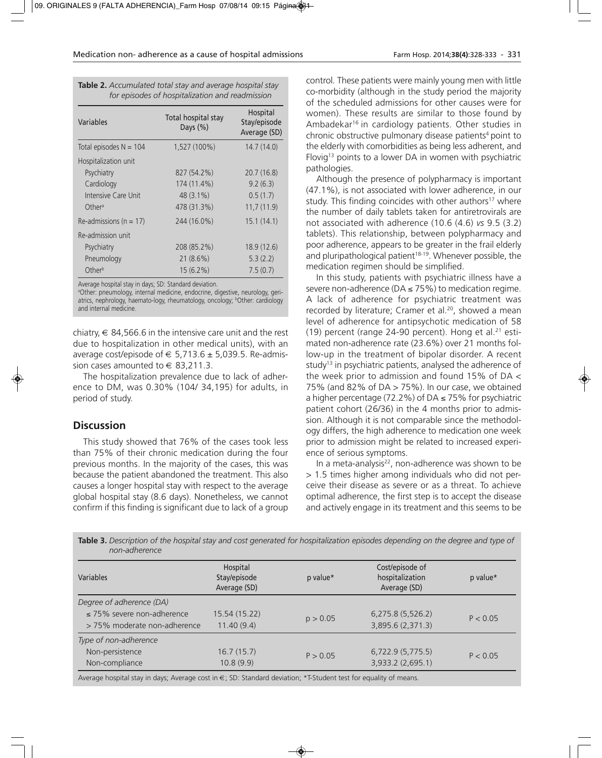**Table 2.** *Accumulated total stay and average hospital stay for episodes of hospitalization and readmission*

| Variables | Total hospital stay Days (%) | Hospital Stay/episode Average (SD) |
|---|---|---|
| Total episodes N = 104 | 1,527 (100%) | 14.7 (14.0) |
| Hospitalization unit | | |
| Psychiatry | 827 (54.2%) | 20.7 (16.8) |
| Cardiology | 174 (11.4%) | 9.2 (6.3) |
| Intensive Care Unit | 48 (3.1%) | 0.5 (1.7) |
| Other[a] | 478 (31.3%) | 11,7 (11.9) |
| Re-admissions (n = 17) | 244 (16.0%) | 15.1 (14.1) |
| Re-admission unit | | |
| Psychiatry | 208 (85.2%) | 18.9 (12.6) |
| Pneumology | 21 (8.6%) | 5.3 (2.2) |
| Other[b] | 15 (6.2%) | 7.5 (0.7) |

Average hospital stay in days; SD: Standard deviation.
[a]Other: pneumology, internal medicine, endocrine, digestive, neurology, geriatrics, nephrology, haemato-logy, rheumatology, oncology; [b]Other: cardiology and internal medicine.

chiatry, € 84,566.6 in the intensive care unit and the rest due to hospitalization in other medical units), with an average cost/episode of € 5,713.6 ± 5,039.5. Re-admission cases amounted to € 83,211.3.

The hospitalization prevalence due to lack of adherence to DM, was 0.30% (104/ 34,195) for adults, in period of study.

## Discussion

This study showed that 76% of the cases took less than 75% of their chronic medication during the four previous months. In the majority of the cases, this was because the patient abandoned the treatment. This also causes a longer hospital stay with respect to the average global hospital stay (8.6 days). Nonetheless, we cannot confirm if this finding is significant due to lack of a group control. These patients were mainly young men with little co-morbidity (although in the study period the majority of the scheduled admissions for other causes were for women). These results are similar to those found by Ambadekar[16] in cardiology patients. Other studies in chronic obstructive pulmonary disease patients[4] point to the elderly with comorbidities as being less adherent, and Flovig[13] points to a lower DA in women with psychiatric pathologies.

Although the presence of polypharmacy is important (47.1%), is not associated with lower adherence, in our study. This finding coincides with other authors[17] where the number of daily tablets taken for antiretrovirals are not associated with adherence (10.6 (4.6) *vs* 9.5 (3.2) tablets). This relationship, between polypharmacy and poor adherence, appears to be greater in the frail elderly and pluripathological patient[18-19]. Whenever possible, the medication regimen should be simplified.

In this study, patients with psychiatric illness have a severe non-adherence (DA ≤ 75%) to medication regime. A lack of adherence for psychiatric treatment was recorded by literature; Cramer et al.[20], showed a mean level of adherence for antipsychotic medication of 58 (19) percent (range 24-90 percent). Hong et al.[21] estimated non-adherence rate (23.6%) over 21 months follow-up in the treatment of bipolar disorder. A recent study[13] in psychiatric patients, analysed the adherence of the week prior to admission and found 15% of DA < 75% (and 82% of DA > 75%). In our case, we obtained a higher percentage (72.2%) of DA ≤ 75% for psychiatric patient cohort (26/36) in the 4 months prior to admission. Although it is not comparable since the methodology differs, the high adherence to medication one week prior to admission might be related to increased experience of serious symptoms.

In a meta-analysis[22], non-adherence was shown to be > 1.5 times higher among individuals who did not perceive their disease as severe or as a threat. To achieve optimal adherence, the first step is to accept the disease and actively engage in its treatment and this seems to be

**Table 3.** *Description of the hospital stay and cost generated for hospitalization episodes depending on the degree and type of non-adherence*

| Variables | Hospital Stay/episode Average (SD) | p value* | Cost/episode of hospitalization Average (SD) | p value* |
|---|---|---|---|---|
| *Degree of adherence (DA)* | | | | |
| ≤ 75% severe non-adherence | 15.54 (15.22) | $p > 0.05$ | 6,275.8 (5,526.2) | $P < 0.05$ |
| > 75% moderate non-adherence | 11.40 (9.4) | | 3,895.6 (2,371.3) | |
| *Type of non-adherence* | | | | |
| Non-persistence | 16.7 (15.7) | $P > 0.05$ | 6,722.9 (5,775.5) | $P < 0.05$ |
| Non-compliance | 10.8 (9.9) | | 3,933.2 (2,695.1) | |

Average hospital stay in days; Average cost in €; SD: Standard deviation; *T-Student test for equality of means.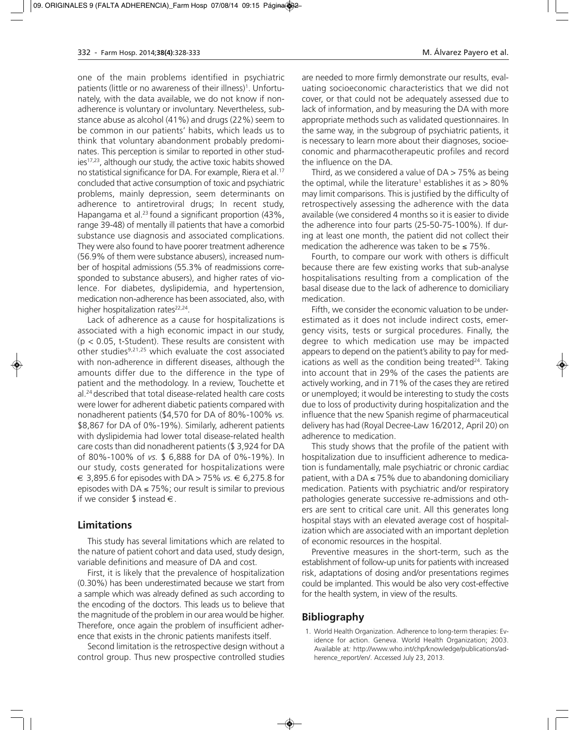one of the main problems identified in psychiatric patients (little or no awareness of their illness)[1]. Unfortunately, with the data available, we do not know if non-adherence is voluntary or involuntary. Nevertheless, substance abuse as alcohol (41%) and drugs (22%) seem to be common in our patients' habits, which leads us to think that voluntary abandonment probably predominates. This perception is similar to reported in other studies[17,23], although our study, the active toxic habits showed no statistical significance for DA. For example, Riera et al.[17] concluded that active consumption of toxic and psychiatric problems, mainly depression, seem determinants on adherence to antiretroviral drugs; In recent study, Hapangama et al.[23] found a significant proportion (43%, range 39-48) of mentally ill patients that have a comorbid substance use diagnosis and associated complications. They were also found to have poorer treatment adherence (56.9% of them were substance abusers), increased number of hospital admissions (55.3% of readmissions corresponded to substance abusers), and higher rates of violence. For diabetes, dyslipidemia, and hypertension, medication non-adherence has been associated, also, with higher hospitalization rates[22,24].

Lack of adherence as a cause for hospitalizations is associated with a high economic impact in our study, ($p < 0.05$, t-Student). These results are consistent with other studies[9,21,25] which evaluate the cost associated with non-adherence in different diseases, although the amounts differ due to the difference in the type of patient and the methodology. In a review, Touchette et al.[24] described that total disease-related health care costs were lower for adherent diabetic patients compared with nonadherent patients ($4,570 for DA of 80%-100% *vs.* $8,867 for DA of 0%-19%). Similarly, adherent patients with dyslipidemia had lower total disease-related health care costs than did nonadherent patients ($ 3,924 for DA of 80%-100% of *vs.* $ 6,888 for DA of 0%-19%). In our study, costs generated for hospitalizations were € 3,895.6 for episodes with DA > 75% *vs.* € 6,275.8 for episodes with DA ≤ 75%; our result is similar to previous if we consider $ instead €.

## Limitations

This study has several limitations which are related to the nature of patient cohort and data used, study design, variable definitions and measure of DA and cost.

First, it is likely that the prevalence of hospitalization (0.30%) has been underestimated because we start from a sample which was already defined as such according to the encoding of the doctors. This leads us to believe that the magnitude of the problem in our area would be higher. Therefore, once again the problem of insufficient adherence that exists in the chronic patients manifests itself.

Second limitation is the retrospective design without a control group. Thus new prospective controlled studies are needed to more firmly demonstrate our results, evaluating socioeconomic characteristics that we did not cover, or that could not be adequately assessed due to lack of information, and by measuring the DA with more appropriate methods such as validated questionnaires. In the same way, in the subgroup of psychiatric patients, it is necessary to learn more about their diagnoses, socioeconomic and pharmacotherapeutic profiles and record the influence on the DA.

Third, as we considered a value of DA > 75% as being the optimal, while the literature[1] establishes it as > 80% may limit comparisons. This is justified by the difficulty of retrospectively assessing the adherence with the data available (we considered 4 months so it is easier to divide the adherence into four parts (25-50-75-100%). If during at least one month, the patient did not collect their medication the adherence was taken to be ≤ 75%.

Fourth, to compare our work with others is difficult because there are few existing works that sub-analyse hospitalisations resulting from a complication of the basal disease due to the lack of adherence to domiciliary medication.

Fifth, we consider the economic valuation to be underestimated as it does not include indirect costs, emergency visits, tests or surgical procedures. Finally, the degree to which medication use may be impacted appears to depend on the patient's ability to pay for medications as well as the condition being treated[24]. Taking into account that in 29% of the cases the patients are actively working, and in 71% of the cases they are retired or unemployed; it would be interesting to study the costs due to loss of productivity during hospitalization and the influence that the new Spanish regime of pharmaceutical delivery has had (Royal Decree-Law 16/2012, April 20) on adherence to medication.

This study shows that the profile of the patient with hospitalization due to insufficient adherence to medication is fundamentally, male psychiatric or chronic cardiac patient, with a DA ≤ 75% due to abandoning domiciliary medication. Patients with psychiatric and/or respiratory pathologies generate successive re-admissions and others are sent to critical care unit. All this generates long hospital stays with an elevated average cost of hospitalization which are associated with an important depletion of economic resources in the hospital.

Preventive measures in the short-term, such as the establishment of follow-up units for patients with increased risk, adaptations of dosing and/or presentations regimes could be implanted. This would be also very cost-effective for the health system, in view of the results.

## Bibliography

1. World Health Organization. Adherence to long-term therapies: Evidence for action. Geneva. World Health Organization; 2003. Available at: http://www.who.int/chp/knowledge/publications/adherence_report/en/. Accessed July 23, 2013.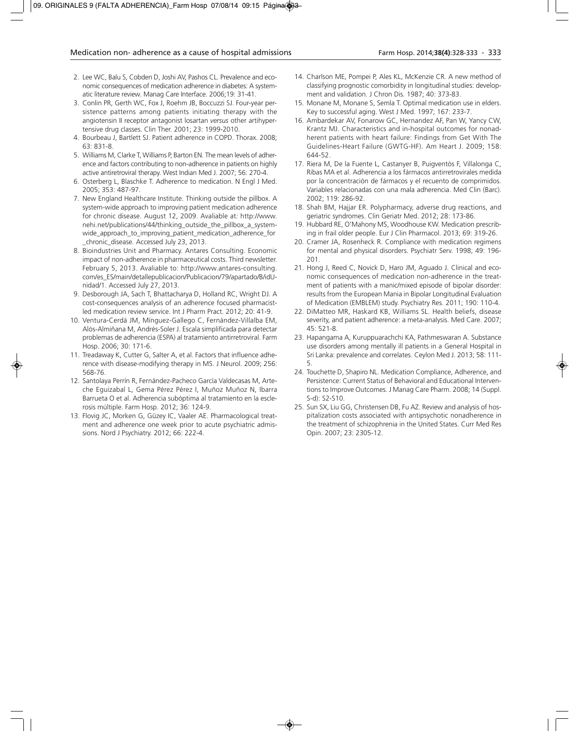2. Lee WC, Balu S, Cobden D, Joshi AV, Pashos CL. Prevalence and economic consequences of medication adherence in diabetes: A systematic literature review. Manag Care Interface. 2006;19: 31-41.
3. Conlin PR, Gerth WC, Fox J, Roehm JB, Boccuzzi SJ. Four-year persistence patterns among patients initiating therapy with the angiotensin II receptor antagonist losartan *versus* other artihypertensive drug classes. Clin Ther. 2001; 23: 1999-2010.
4. Bourbeau J, Bartlett SJ. Patient adherence in COPD. Thorax. 2008; 63: 831-8.
5. Williams M, Clarke T, Williams P, Barton EN. The mean levels of adherence and factors contributing to non-adherence in patients on highly active antiretroviral therapy. West Indian Med J. 2007; 56: 270-4.
6. Osterberg L, Blaschke T. Adherence to medication. N Engl J Med. 2005; 353: 487-97.
7. New England Healthcare Institute. Thinking outside the pillbox. A system-wide approach to improving patient medication adherence for chronic disease. August 12, 2009. Avaliable at*:* http://www.nehi.net/publications/44/thinking_outside_the_pillbox_a_systemwide_approach_to_improving_patient_medication_adherence_for_chronic_disease*.* Accessed July 23, 2013.
8. Bioindustries Unit and Pharmacy. Antares Consulting. Economic impact of non-adherence in pharmaceutical costs. Third newsletter. February 5, 2013. Avaliable to: http://www.antares-consulting.com/es_ES/main/detallepublicacion/Publicacion/79/apartado/B/idUnidad/1. Accessed July 27, 2013.
9. Desborough JA, Sach T, Bhattacharya D, Holland RC, Wright DJ. A cost-consequences analysis of an adherence focused pharmacist-led medication review service. Int J Pharm Pract. 2012; 20: 41-9.
10. Ventura-Cerdá JM, Mínguez-Gallego C, Fernández-Villalba EM, Alós-Almiñana M, Andrés-Soler J. Escala simplificada para detectar problemas de adherencia (ESPA) al tratamiento antirretroviral. Farm Hosp. 2006; 30: 171-6.
11. Treadaway K, Cutter G, Salter A, et al. Factors that influence adherence with disease-modifying therapy in MS. J Neurol. 2009; 256: 568-76.
12. Santolaya Perrín R, Fernández-Pacheco García Valdecasas M, Arteche Eguizabal L, Gema Pérez Pérez I, Muñoz Muñoz N, Ibarra Barrueta O et al. Adherencia subóptima al tratamiento en la esclerosis múltiple. Farm Hosp. 2012; 36: 124-9.
13. Flovig JC, Morken G, Güzey IC, Vaaler AE. Pharmacological treatment and adherence one week prior to acute psychiatric admissions. Nord J Psychiatry. 2012; 66: 222-4.
14. Charlson ME, Pompei P, Ales KL, McKenzie CR. A new method of classifying prognostic comorbidity in longitudinal studies: development and validation. J Chron Dis. 1987; 40: 373-83.
15. Monane M, Monane S, Semla T. Optimal medication use in elders. Key to successful aging. West J Med. 1997; 167: 233-7.
16. Ambardekar AV, Fonarow GC, Hernandez AF, Pan W, Yancy CW, Krantz MJ. Characteristics and in-hospital outcomes for nonadherent patients with heart failure: Findings from Get With The Guidelines-Heart Failure (GWTG-HF). Am Heart J. 2009; 158: 644-52.
17. Riera M, De la Fuente L, Castanyer B, Puigventós F, Villalonga C, Ribas MA et al. Adherencia a los fármacos antirretrovirales medida por la concentración de fármacos y el recuento de comprimidos. Variables relacionadas con una mala adherencia. Med Clin (Barc). 2002; 119: 286-92.
18. Shah BM, Hajjar ER. Polypharmacy, adverse drug reactions, and geriatric syndromes. Clin Geriatr Med. 2012; 28: 173-86.
19. Hubbard RE, O'Mahony MS, Woodhouse KW. Medication prescribing in frail older people. Eur J Clin Pharmacol. 2013; 69: 319-26.
20. Cramer JA, Rosenheck R. Compliance with medication regimens for mental and physical disorders. Psychiatr Serv. 1998; 49: 196-201.
21. Hong J, Reed C, Novick D, Haro JM, Aguado J. Clinical and economic consequences of medication non-adherence in the treatment of patients with a manic/mixed episode of bipolar disorder: results from the European Mania in Bipolar Longitudinal Evaluation of Medication (EMBLEM) study. Psychiatry Res. 2011; 190: 110-4.
22. DiMatteo MR, Haskard KB, Williams SL. Health beliefs, disease severity, and patient adherence: a meta-analysis. Med Care. 2007; 45: 521-8.
23. Hapangama A, Kuruppuarachchi KA, Pathmeswaran A. Substance use disorders among mentally ill patients in a General Hospital in Sri Lanka: prevalence and correlates. Ceylon Med J. 2013; 58: 111-5.
24. Touchette D, Shapiro NL. Medication Compliance, Adherence, and Persistence: Current Status of Behavioral and Educational Interventions to Improve Outcomes. J Manag Care Pharm. 2008; 14 (Suppl. S-d): S2-S10.
25. Sun SX, Liu GG, Christensen DB, Fu AZ. Review and analysis of hospitalization costs associated with antipsychotic nonadherence in the treatment of schizophrenia in the United States. Curr Med Res Opin. 2007; 23: 2305-12.